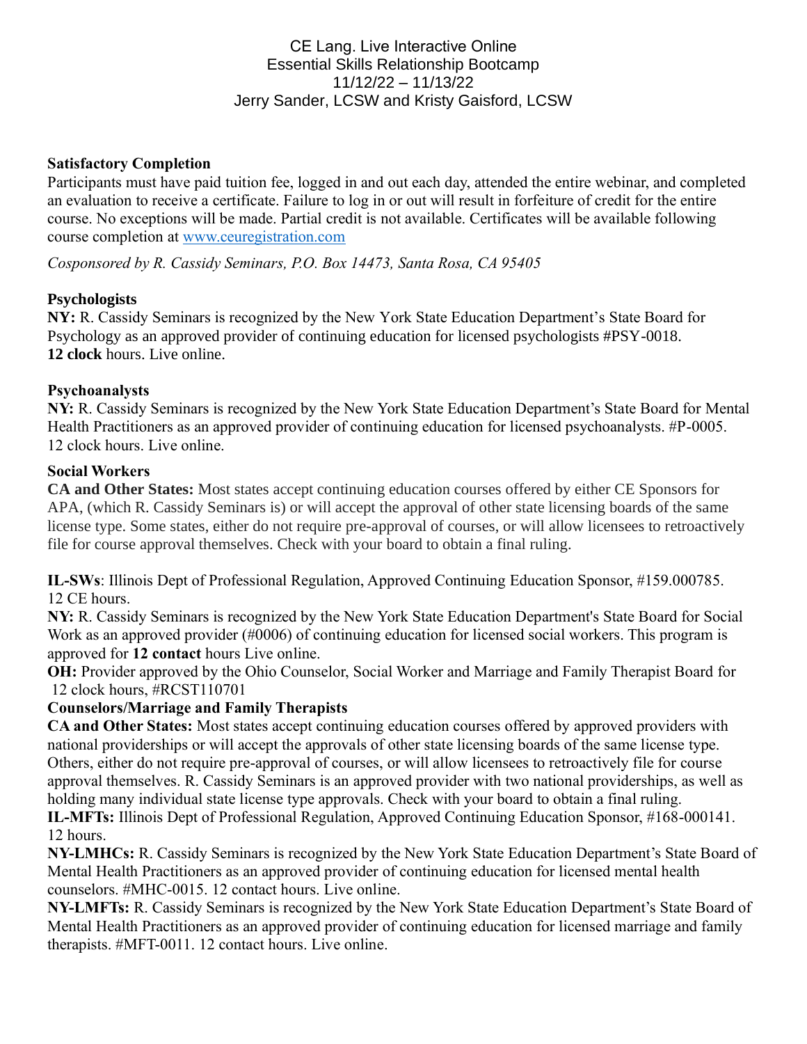CE Lang. Live Interactive Online
Essential Skills Relationship Bootcamp
11/12/22 – 11/13/22
Jerry Sander, LCSW and Kristy Gaisford, LCSW

**Satisfactory Completion**

Participants must have paid tuition fee, logged in and out each day, attended the entire webinar, and completed an evaluation to receive a certificate. Failure to log in or out will result in forfeiture of credit for the entire course. No exceptions will be made. Partial credit is not available. Certificates will be available following course completion at [www.ceuregistration.com](http://www.ceuregistration.com)

*Cosponsored by R. Cassidy Seminars, P.O. Box 14473, Santa Rosa, CA 95405*

**Psychologists**

**NY:** R. Cassidy Seminars is recognized by the New York State Education Department's State Board for Psychology as an approved provider of continuing education for licensed psychologists #PSY-0018. **12 clock** hours. Live online.

**Psychoanalysts**

**NY:** R. Cassidy Seminars is recognized by the New York State Education Department's State Board for Mental Health Practitioners as an approved provider of continuing education for licensed psychoanalysts. #P-0005. 12 clock hours. Live online.

**Social Workers**

**CA and Other States:** Most states accept continuing education courses offered by either CE Sponsors for APA, (which R. Cassidy Seminars is) or will accept the approval of other state licensing boards of the same license type. Some states, either do not require pre-approval of courses, or will allow licensees to retroactively file for course approval themselves. Check with your board to obtain a final ruling.

**IL-SWs**: Illinois Dept of Professional Regulation, Approved Continuing Education Sponsor, #159.000785. 12 CE hours.

**NY:** R. Cassidy Seminars is recognized by the New York State Education Department's State Board for Social Work as an approved provider (#0006) of continuing education for licensed social workers. This program is approved for **12 contact** hours Live online.

**OH:** Provider approved by the Ohio Counselor, Social Worker and Marriage and Family Therapist Board for 12 clock hours, #RCST110701

**Counselors/Marriage and Family Therapists**

**CA and Other States:** Most states accept continuing education courses offered by approved providers with national providerships or will accept the approvals of other state licensing boards of the same license type. Others, either do not require pre-approval of courses, or will allow licensees to retroactively file for course approval themselves. R. Cassidy Seminars is an approved provider with two national providerships, as well as holding many individual state license type approvals. Check with your board to obtain a final ruling.

**IL-MFTs:** Illinois Dept of Professional Regulation, Approved Continuing Education Sponsor, #168-000141. 12 hours.

**NY-LMHCs:** R. Cassidy Seminars is recognized by the New York State Education Department's State Board of Mental Health Practitioners as an approved provider of continuing education for licensed mental health counselors. #MHC-0015. 12 contact hours. Live online.

**NY-LMFTs:** R. Cassidy Seminars is recognized by the New York State Education Department's State Board of Mental Health Practitioners as an approved provider of continuing education for licensed marriage and family therapists. #MFT-0011. 12 contact hours. Live online.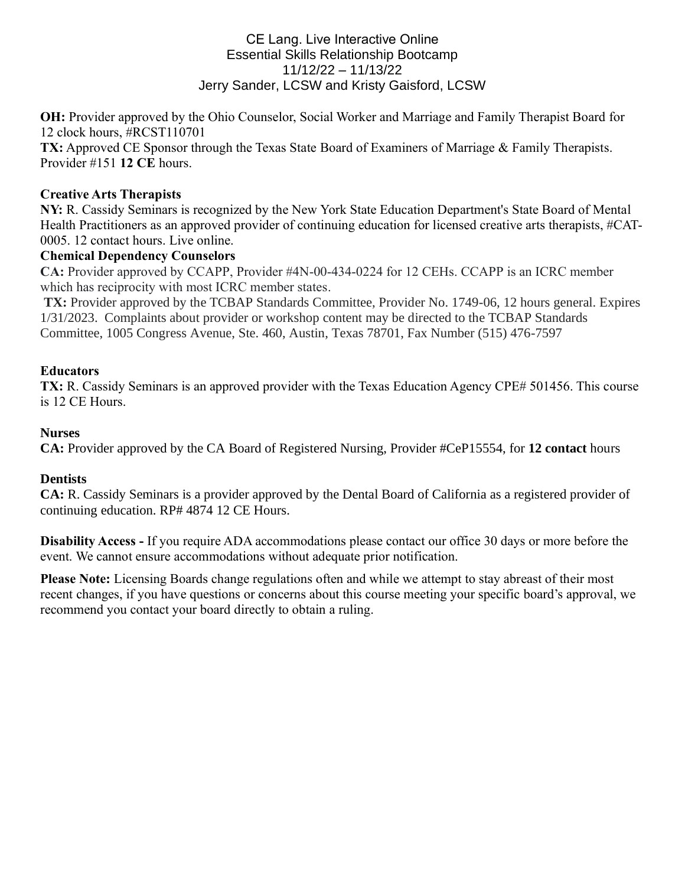CE Lang. Live Interactive Online
Essential Skills Relationship Bootcamp
11/12/22 – 11/13/22
Jerry Sander, LCSW and Kristy Gaisford, LCSW

**OH:** Provider approved by the Ohio Counselor, Social Worker and Marriage and Family Therapist Board for 12 clock hours, #RCST110701
**TX:** Approved CE Sponsor through the Texas State Board of Examiners of Marriage & Family Therapists. Provider #151 **12 CE** hours.

**Creative Arts Therapists**
**NY:** R. Cassidy Seminars is recognized by the New York State Education Department's State Board of Mental Health Practitioners as an approved provider of continuing education for licensed creative arts therapists, #CAT-0005. 12 contact hours. Live online.

**Chemical Dependency Counselors**
**CA:** Provider approved by CCAPP, Provider #4N-00-434-0224 for 12 CEHs. CCAPP is an ICRC member which has reciprocity with most ICRC member states.
**TX:** Provider approved by the TCBAP Standards Committee, Provider No. 1749-06, 12 hours general. Expires 1/31/2023. Complaints about provider or workshop content may be directed to the TCBAP Standards Committee, 1005 Congress Avenue, Ste. 460, Austin, Texas 78701, Fax Number (515) 476-7597

**Educators**
**TX:** R. Cassidy Seminars is an approved provider with the Texas Education Agency CPE# 501456. This course is 12 CE Hours.

**Nurses**
**CA:** Provider approved by the CA Board of Registered Nursing, Provider #CeP15554, for **12 contact** hours

**Dentists**
**CA:** R. Cassidy Seminars is a provider approved by the Dental Board of California as a registered provider of continuing education. RP# 4874 12 CE Hours.

**Disability Access -** If you require ADA accommodations please contact our office 30 days or more before the event. We cannot ensure accommodations without adequate prior notification.

**Please Note:** Licensing Boards change regulations often and while we attempt to stay abreast of their most recent changes, if you have questions or concerns about this course meeting your specific board's approval, we recommend you contact your board directly to obtain a ruling.